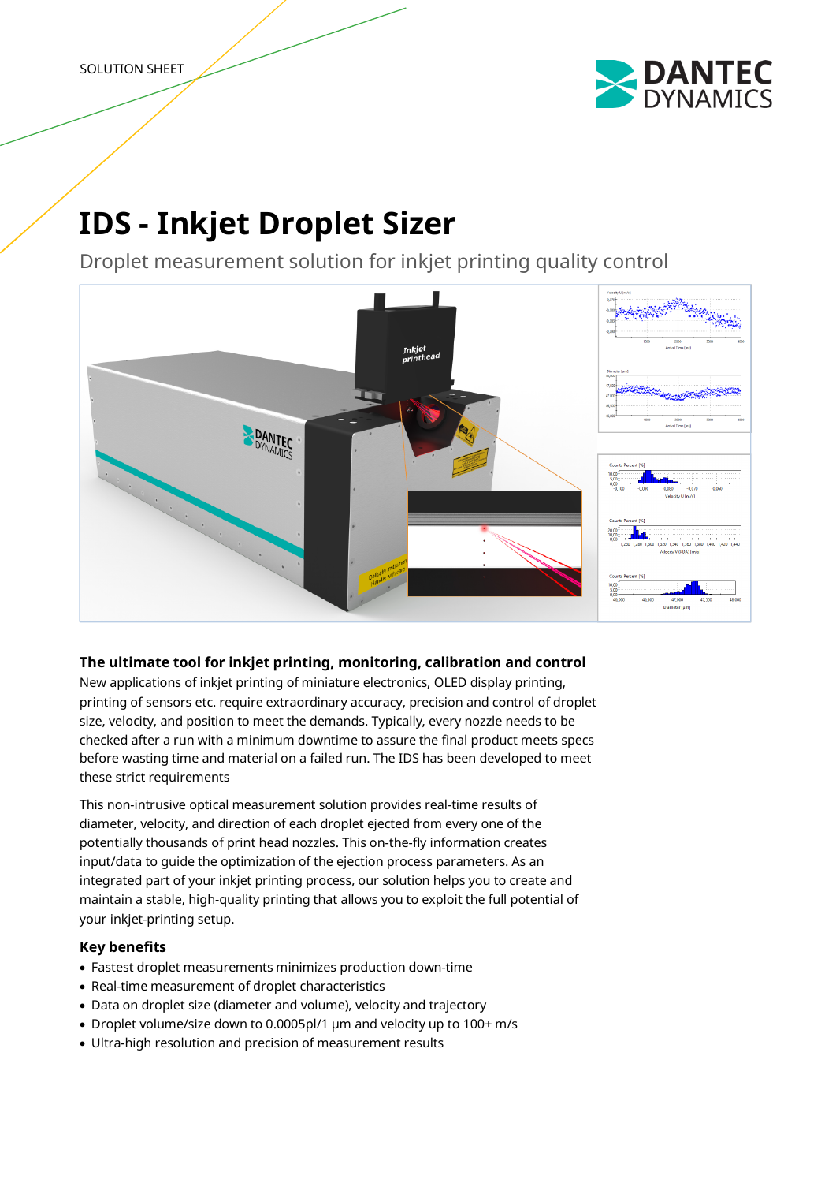SOLUTION SHEET

# IDS - Inkjet Droplet Sizer

Droplet measurement solution for inkjet printing quality control

## The ultimate tool for inkjet printing, monitoring, calibration and control

New applications of inkjet printing of miniature electronics, OLED display printing, printing of sensors etc. require extraordinary accuracy, precision and control of droplet size, velocity, and position to meet the demands. Typically, every nozzle needs to be checked after a run with a minimum downtime to assure the final product meets specs before wasting time and material on a failed run. The IDS has been developed to meet these strict requirements

This non-intrusive optical measurement solution provides real-time results of diameter, velocity, and direction of each droplet ejected from every one of the potentially thousands of print head nozzles. This on-the-fly information creates input/data to guide the optimization of the ejection process parameters. As an integrated part of your inkjet printing process, our solution helps you to create and maintain a stable, high-quality printing that allows you to exploit the full potential of your inkjet-printing setup.

### Key benefits

- Fastest droplet measurements minimizes production down-time
- Real-time measurement of droplet characteristics
- Data on droplet size (diameter and volume), velocity and trajectory
- Droplet volume/size down to 0.0005pl/1 µm and velocity up to 100+ m/s
- Ultra-high resolution and precision of measurement results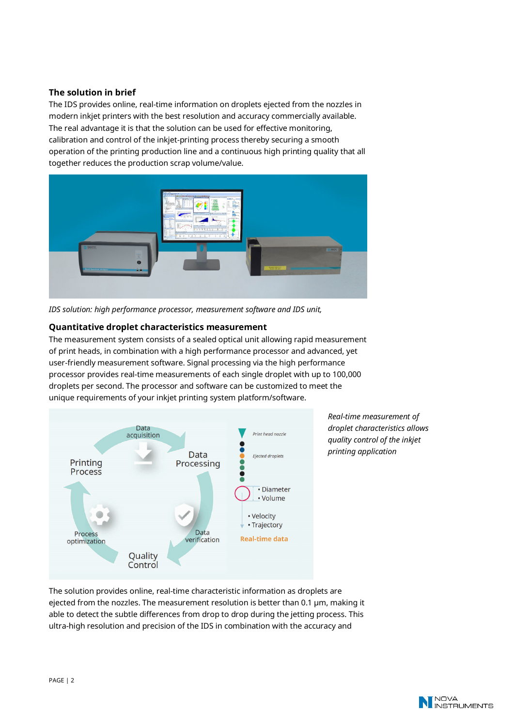## The solution in brief

The IDS provides online, real-time information on droplets ejected from the nozzles in modern inkjet printers with the best resolution and accuracy commercially available. The real advantage it is that the solution can be used for effective monitoring, calibration and control of the inkjet-printing process thereby securing a smooth operation of the printing production line and a continuous high printing quality that all together reduces the production scrap volume/value.

*IDS solution: high performance processor, measurement software and IDS unit,*

## Quantitative droplet characteristics measurement

The measurement system consists of a sealed optical unit allowing rapid measurement of print heads, in combination with a high performance processor and advanced, yet user-friendly measurement software. Signal processing via the high performance processor provides real-time measurements of each single droplet with up to 100,000 droplets per second. The processor and software can be customized to meet the unique requirements of your inkjet printing system platform/software.

*Real-time measurement of droplet characteristics allows quality control of the inkjet printing application*

The solution provides online, real-time characteristic information as droplets are ejected from the nozzles. The measurement resolution is better than 0.1 µm, making it able to detect the subtle differences from drop to drop during the jetting process. This ultra-high resolution and precision of the IDS in combination with the accuracy and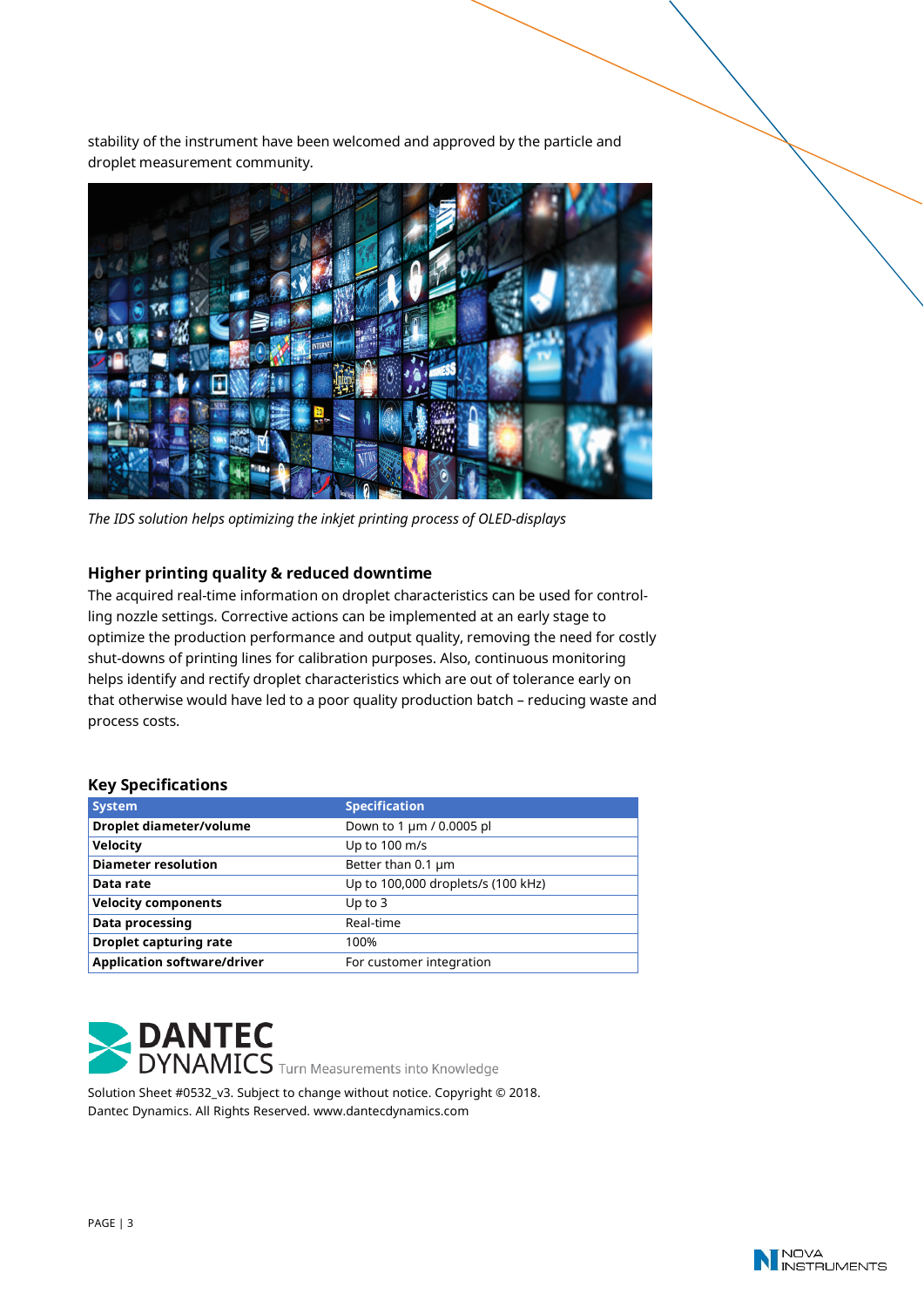stability of the instrument have been welcomed and approved by the particle and droplet measurement community.

*The IDS solution helps optimizing the inkjet printing process of OLED-displays*

## Higher printing quality & reduced downtime

The acquired real-time information on droplet characteristics can be used for controlling nozzle settings. Corrective actions can be implemented at an early stage to optimize the production performance and output quality, removing the need for costly shut-downs of printing lines for calibration purposes. Also, continuous monitoring helps identify and rectify droplet characteristics which are out of tolerance early on that otherwise would have led to a poor quality production batch – reducing waste and process costs.

## Key Specifications

| System | Specification |
|---|---|
| **Droplet diameter/volume** | Down to 1 µm / 0.0005 pl |
| **Velocity** | Up to 100 m/s |
| **Diameter resolution** | Better than 0.1 µm |
| **Data rate** | Up to 100,000 droplets/s (100 kHz) |
| **Velocity components** | Up to 3 |
| **Data processing** | Real-time |
| **Droplet capturing rate** | 100% |
| **Application software/driver** | For customer integration |

DANTEC DYNAMICS Turn Measurements into Knowledge

Solution Sheet #0532_v3. Subject to change without notice. Copyright © 2018. Dantec Dynamics. All Rights Reserved. www.dantecdynamics.com

NOVA INSTRUMENTS